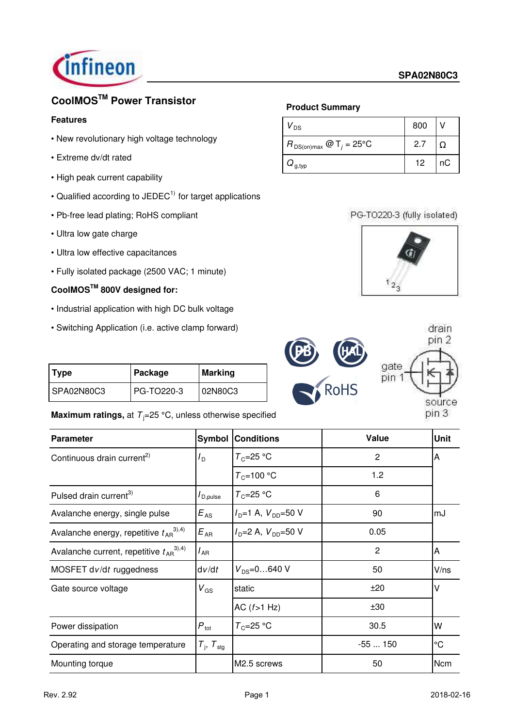# CoolMOS™ Power Transistor

SPA02N80C3

### Features

- New revolutionary high voltage technology
- Extreme dv/dt rated
- High peak current capability
- Qualified according to JEDEC[1)] for target applications
- Pb-free lead plating; RoHS compliant
- Ultra low gate charge
- Ultra low effective capacitances
- Fully isolated package (2500 VAC; 1 minute)

### CoolMOS™ 800V designed for:

- Industrial application with high DC bulk voltage
- Switching Application (i.e. active clamp forward)

### Product Summary

| | | |
|---|---|---|
| $V_{DS}$ | 800 | V |
| $R_{DS(on)max}$ @ $T_j$ = 25°C | 2.7 | Ω |
| $Q_{g,typ}$ | 12 | nC |

PG-TO220-3 (fully isolated)

drain pin 2, gate pin 1, source pin 3

| Type | Package | Marking |
|---|---|---|
| SPA02N80C3 | PG-TO220-3 | 02N80C3 |

**Maximum ratings,** at $T_j$=25 °C, unless otherwise specified

| Parameter | Symbol | Conditions | Value | Unit |
|---|---|---|---|---|
| Continuous drain current[2)] | $I_D$ | $T_C$=25 °C | 2 | A |
| | | $T_C$=100 °C | 1.2 | |
| Pulsed drain current[3)] | $I_{D,pulse}$ | $T_C$=25 °C | 6 | |
| Avalanche energy, single pulse | $E_{AS}$ | $I_D$=1 A, $V_{DD}$=50 V | 90 | mJ |
| Avalanche energy, repetitive $t_{AR}$[3),4)] | $E_{AR}$ | $I_D$=2 A, $V_{DD}$=50 V | 0.05 | |
| Avalanche current, repetitive $t_{AR}$[3),4)] | $I_{AR}$ | | 2 | A |
| MOSFET d$v$/d$t$ ruggedness | d$v$/d$t$ | $V_{DS}$=0…640 V | 50 | V/ns |
| Gate source voltage | $V_{GS}$ | static | ±20 | V |
| | | AC ($f$>1 Hz) | ±30 | |
| Power dissipation | $P_{tot}$ | $T_C$=25 °C | 30.5 | W |
| Operating and storage temperature | $T_j$, $T_{stg}$ | | -55 ... 150 | °C |
| Mounting torque | | M2.5 screws | 50 | Ncm |

Rev. 2.92 2018-02-16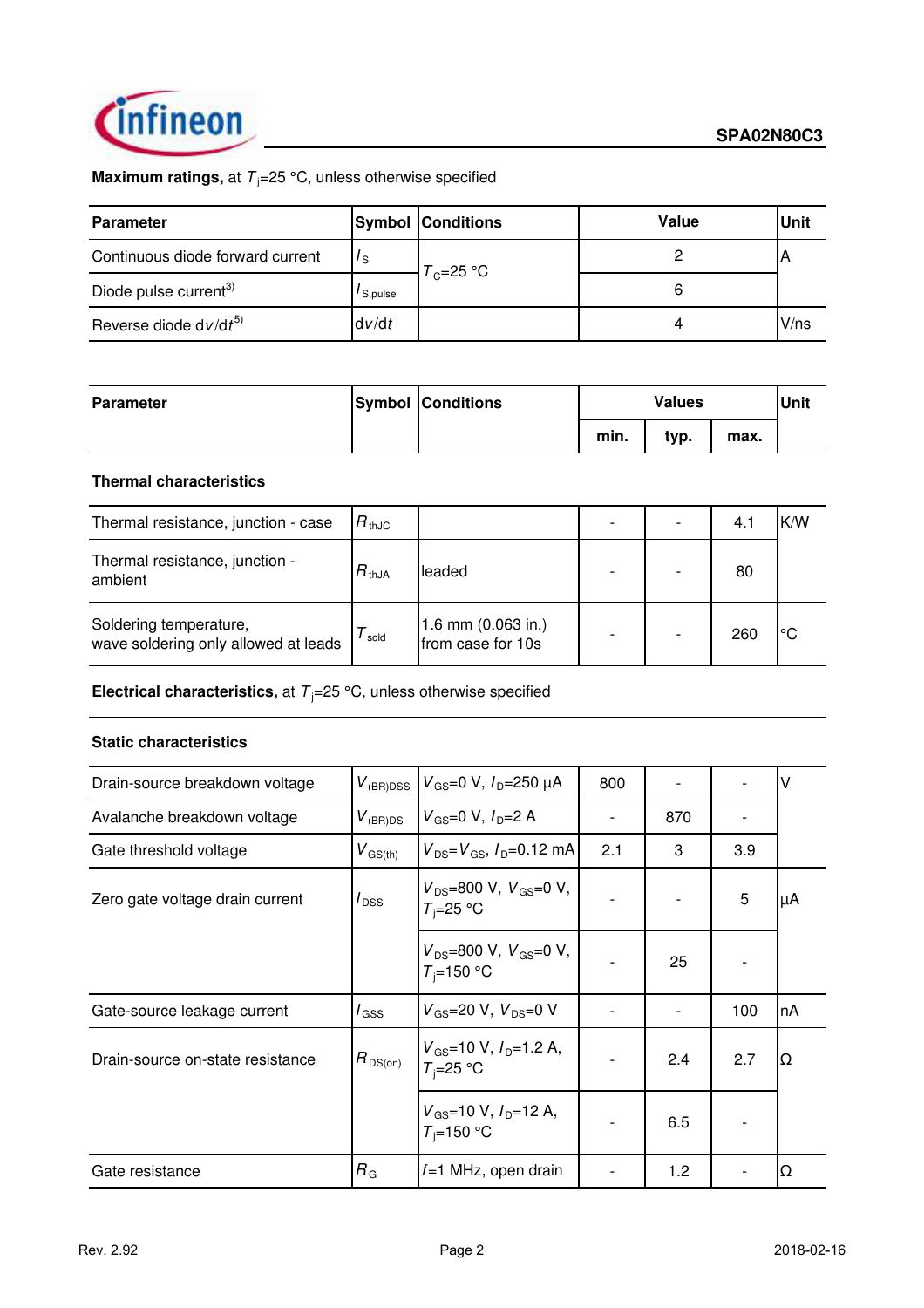**Maximum ratings,** at $T_j$=25 °C, unless otherwise specified

| Parameter | Symbol | Conditions | Value | Unit |
|---|---|---|---|---|
| Continuous diode forward current | $I_S$ | $T_C$=25 °C | 2 | A |
| Diode pulse current[3] | $I_{S,pulse}$ | | 6 | |
| Reverse diode $dv/dt$[5] | $dv/dt$ | | 4 | V/ns |

| Parameter | Symbol | Conditions | Values | | | Unit |
|---|---|---|---|---|---|---|
| | | | min. | typ. | max. | |
| **Thermal characteristics** | | | | | | |
| Thermal resistance, junction - case | $R_{thJC}$ | | - | - | 4.1 | K/W |
| Thermal resistance, junction - ambient | $R_{thJA}$ | leaded | - | - | 80 | |
| Soldering temperature, wave soldering only allowed at leads | $T_{sold}$ | 1.6 mm (0.063 in.) from case for 10s | - | - | 260 | °C |

**Electrical characteristics,** at $T_j$=25 °C, unless otherwise specified

**Static characteristics**

| Parameter | Symbol | Conditions | min. | typ. | max. | Unit |
|---|---|---|---|---|---|---|
| Drain-source breakdown voltage | $V_{(BR)DSS}$ | $V_{GS}$=0 V, $I_D$=250 µA | 800 | - | - | V |
| Avalanche breakdown voltage | $V_{(BR)DS}$ | $V_{GS}$=0 V, $I_D$=2 A | - | 870 | - | |
| Gate threshold voltage | $V_{GS(th)}$ | $V_{DS}$=$V_{GS}$, $I_D$=0.12 mA | 2.1 | 3 | 3.9 | |
| Zero gate voltage drain current | $I_{DSS}$ | $V_{DS}$=800 V, $V_{GS}$=0 V, $T_j$=25 °C | - | - | 5 | µA |
| | | $V_{DS}$=800 V, $V_{GS}$=0 V, $T_j$=150 °C | - | 25 | - | |
| Gate-source leakage current | $I_{GSS}$ | $V_{GS}$=20 V, $V_{DS}$=0 V | - | - | 100 | nA |
| Drain-source on-state resistance | $R_{DS(on)}$ | $V_{GS}$=10 V, $I_D$=1.2 A, $T_j$=25 °C | - | 2.4 | 2.7 | Ω |
| | | $V_{GS}$=10 V, $I_D$=12 A, $T_j$=150 °C | - | 6.5 | - | |
| Gate resistance | $R_G$ | $f$=1 MHz, open drain | - | 1.2 | - | Ω |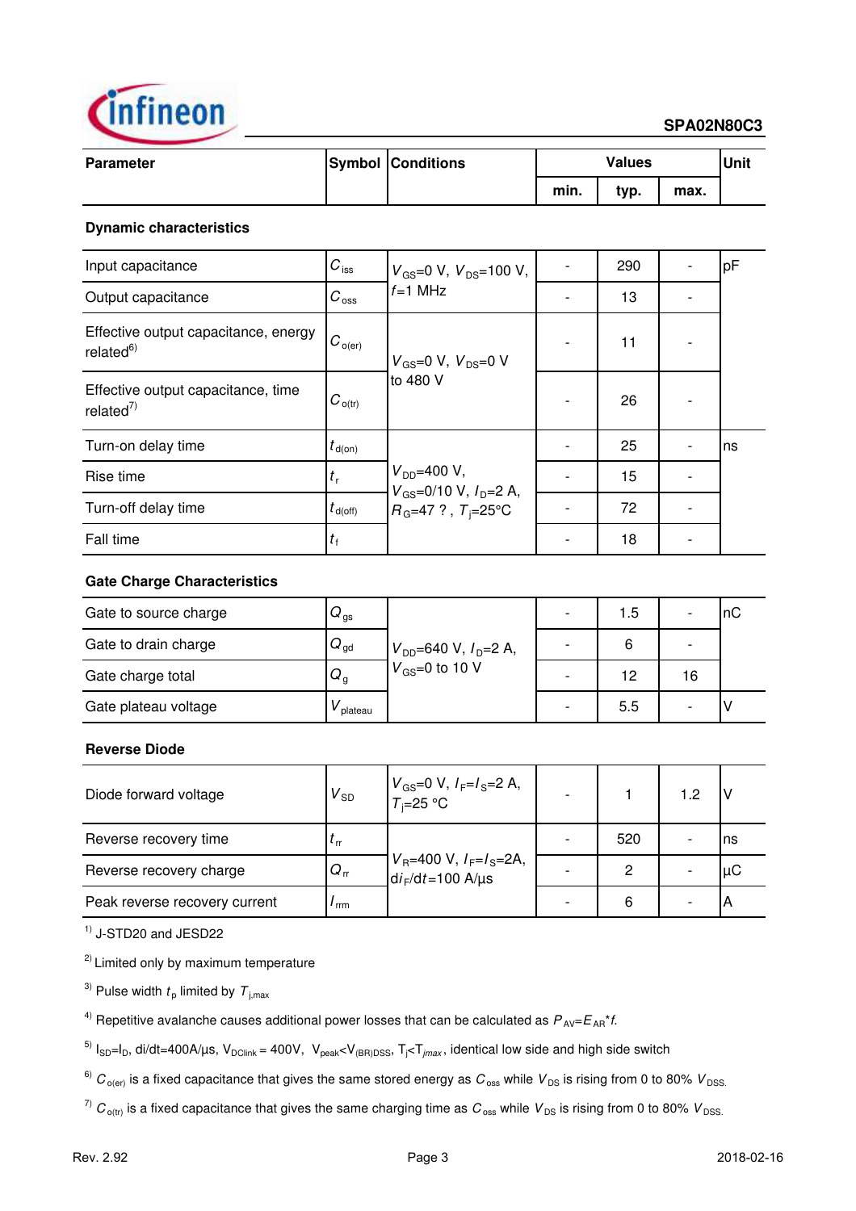| Parameter | Symbol | Conditions | Values | | | Unit |
|---|---|---|---|---|---|---|
| | | | min. | typ. | max. | |
| **Dynamic characteristics** | | | | | | |
| Input capacitance | $C_{iss}$ | $V_{GS}$=0 V, $V_{DS}$=100 V, $f$=1 MHz | - | 290 | - | pF |
| Output capacitance | $C_{oss}$ | | - | 13 | - | |
| Effective output capacitance, energy related[6] | $C_{o(er)}$ | $V_{GS}$=0 V, $V_{DS}$=0 V to 480 V | - | 11 | - | |
| Effective output capacitance, time related[7] | $C_{o(tr)}$ | | - | 26 | - | |
| Turn-on delay time | $t_{d(on)}$ | $V_{DD}$=400 V, $V_{GS}$=0/10 V, $I_D$=2 A, $R_G$=47 ? , $T_j$=25°C | - | 25 | - | ns |
| Rise time | $t_r$ | | - | 15 | - | |
| Turn-off delay time | $t_{d(off)}$ | | - | 72 | - | |
| Fall time | $t_f$ | | - | 18 | - | |
| **Gate Charge Characteristics** | | | | | | |
| Gate to source charge | $Q_{gs}$ | $V_{DD}$=640 V, $I_D$=2 A, $V_{GS}$=0 to 10 V | - | 1.5 | - | nC |
| Gate to drain charge | $Q_{gd}$ | | - | 6 | - | |
| Gate charge total | $Q_g$ | | - | 12 | 16 | |
| Gate plateau voltage | $V_{plateau}$ | | - | 5.5 | - | V |
| **Reverse Diode** | | | | | | |
| Diode forward voltage | $V_{SD}$ | $V_{GS}$=0 V, $I_F$=$I_S$=2 A, $T_j$=25 °C | - | 1 | 1.2 | V |
| Reverse recovery time | $t_{rr}$ | $V_R$=400 V, $I_F$=$I_S$=2A, $di_F/dt$=100 A/µs | - | 520 | - | ns |
| Reverse recovery charge | $Q_{rr}$ | | - | 2 | - | µC |
| Peak reverse recovery current | $I_{rrm}$ | | - | 6 | - | A |

[1] J-STD20 and JESD22

[2] Limited only by maximum temperature

[3] Pulse width $t_p$ limited by $T_{j,max}$

[4] Repetitive avalanche causes additional power losses that can be calculated as $P_{AV}=E_{AR}*f$.

[5] $I_{SD}=I_D$, di/dt=400A/µs, $V_{DClink}$ = 400V, $V_{peak}<V_{(BR)DSS}$, $T_j<T_{jmax}$, identical low side and high side switch

[6] $C_{o(er)}$ is a fixed capacitance that gives the same stored energy as $C_{oss}$ while $V_{DS}$ is rising from 0 to 80% $V_{DSS}$.

[7] $C_{o(tr)}$ is a fixed capacitance that gives the same charging time as $C_{oss}$ while $V_{DS}$ is rising from 0 to 80% $V_{DSS}$.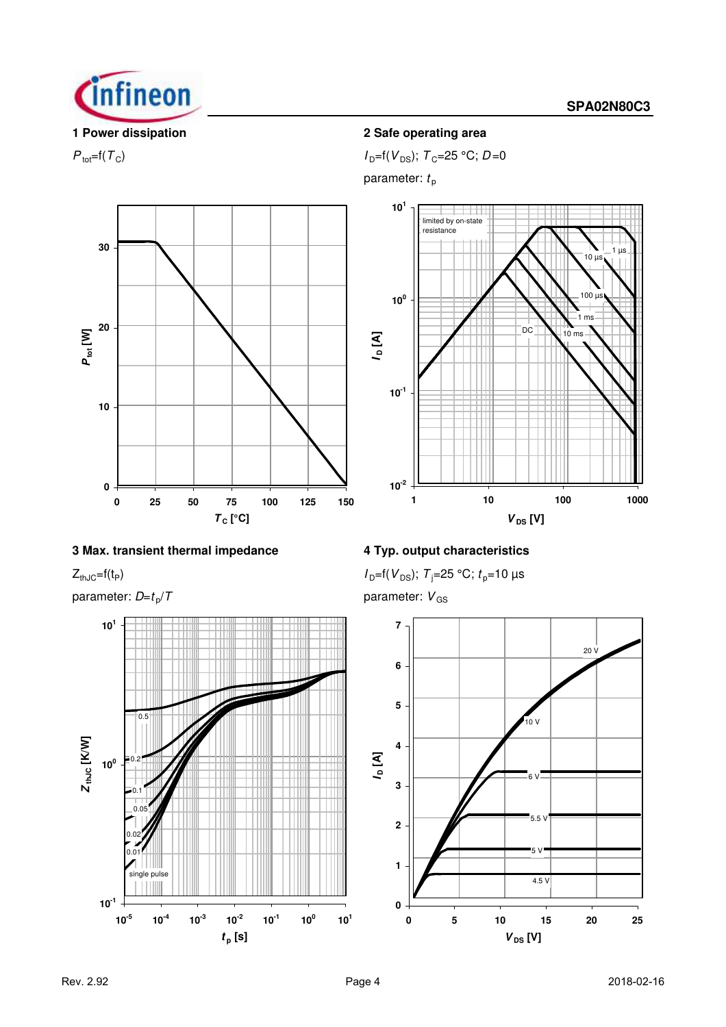## 1 Power dissipation

$P_{tot}=f(T_C)$

## 2 Safe operating area

$I_D=f(V_{DS})$; $T_C=25\ °C$; $D=0$

parameter: $t_p$

## 3 Max. transient thermal impedance

$Z_{thJC}=f(t_P)$

parameter: $D=t_p/T$

## 4 Typ. output characteristics

$I_D=f(V_{DS})$; $T_j=25\ °C$; $t_p=10\ µs$

parameter: $V_{GS}$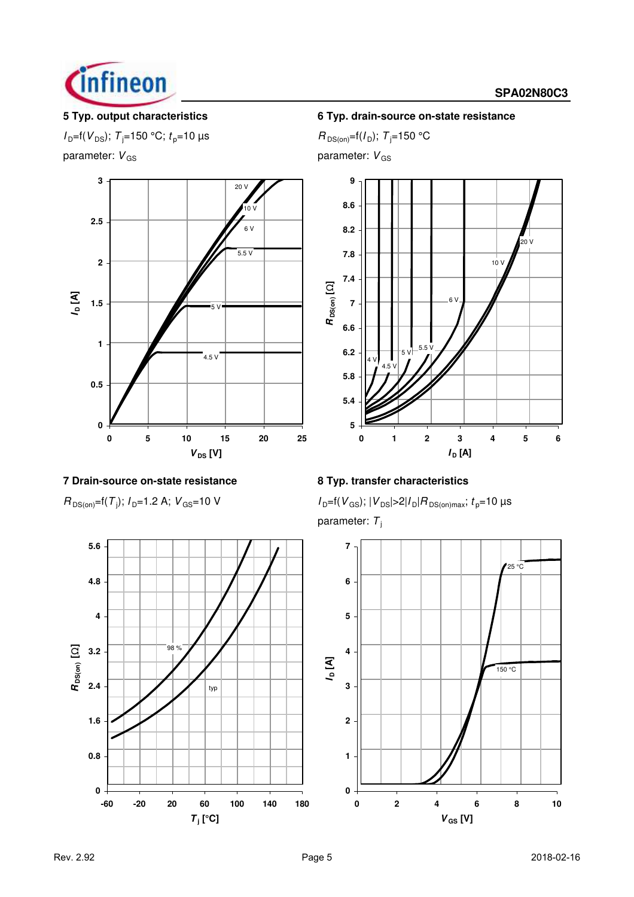## 5 Typ. output characteristics

$I_D$=f($V_{DS}$); $T_j$=150 °C; $t_p$=10 µs

parameter: $V_{GS}$

## 6 Typ. drain-source on-state resistance

$R_{DS(on)}$=f($I_D$); $T_j$=150 °C

parameter: $V_{GS}$

## 7 Drain-source on-state resistance

$R_{DS(on)}$=f($T_j$); $I_D$=1.2 A; $V_{GS}$=10 V

## 8 Typ. transfer characteristics

$I_D$=f($V_{GS}$); $|V_{DS}|$>2$|I_D|R_{DS(on)max}$; $t_p$=10 µs

parameter: $T_j$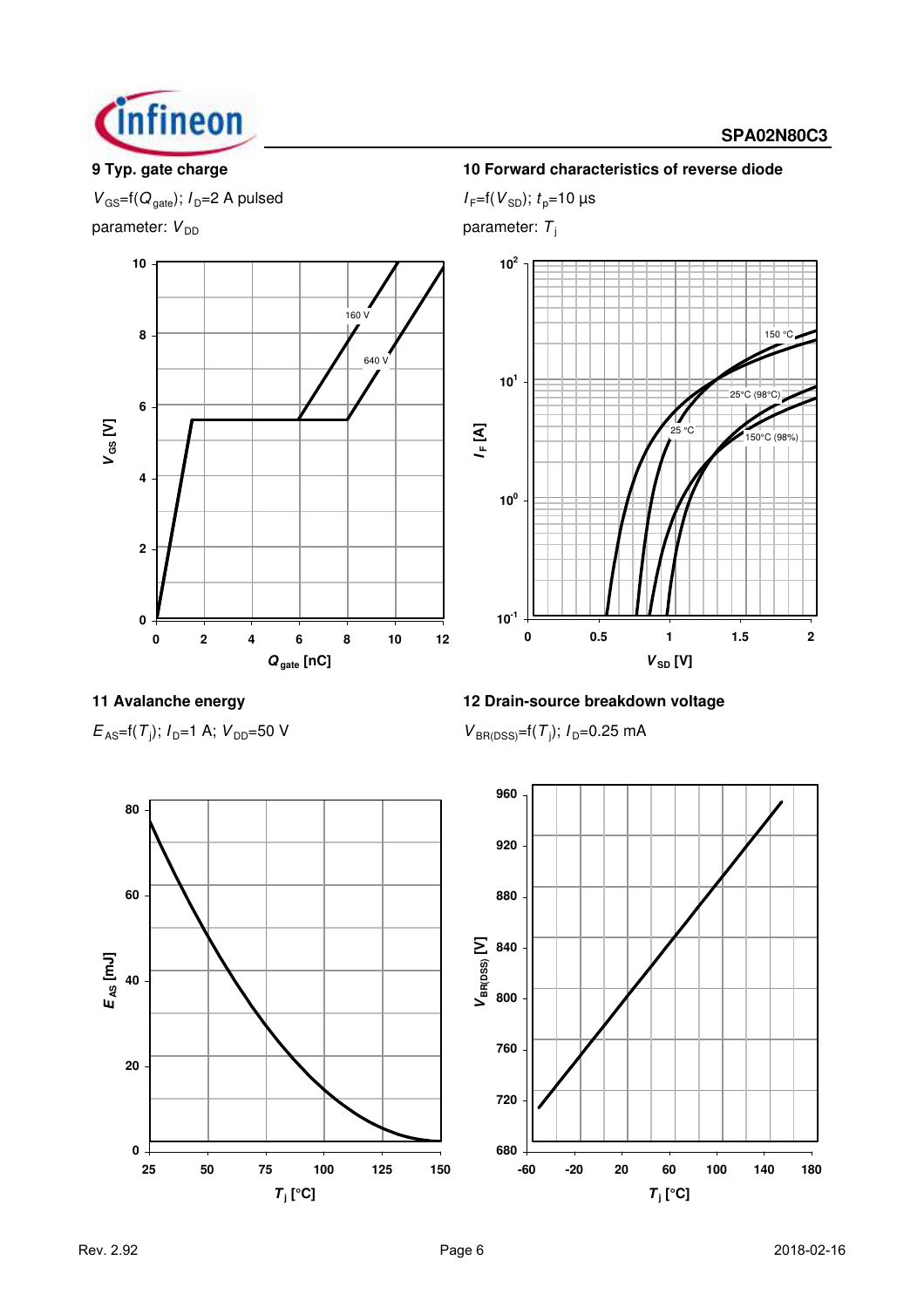**9 Typ. gate charge**

$V_{GS}$=f($Q_{gate}$); $I_D$=2 A pulsed

parameter: $V_{DD}$

**10 Forward characteristics of reverse diode**

$I_F$=f($V_{SD}$); $t_p$=10 µs

parameter: $T_j$

**11 Avalanche energy**

$E_{AS}$=f($T_j$); $I_D$=1 A; $V_{DD}$=50 V

**12 Drain-source breakdown voltage**

$V_{BR(DSS)}$=f($T_j$); $I_D$=0.25 mA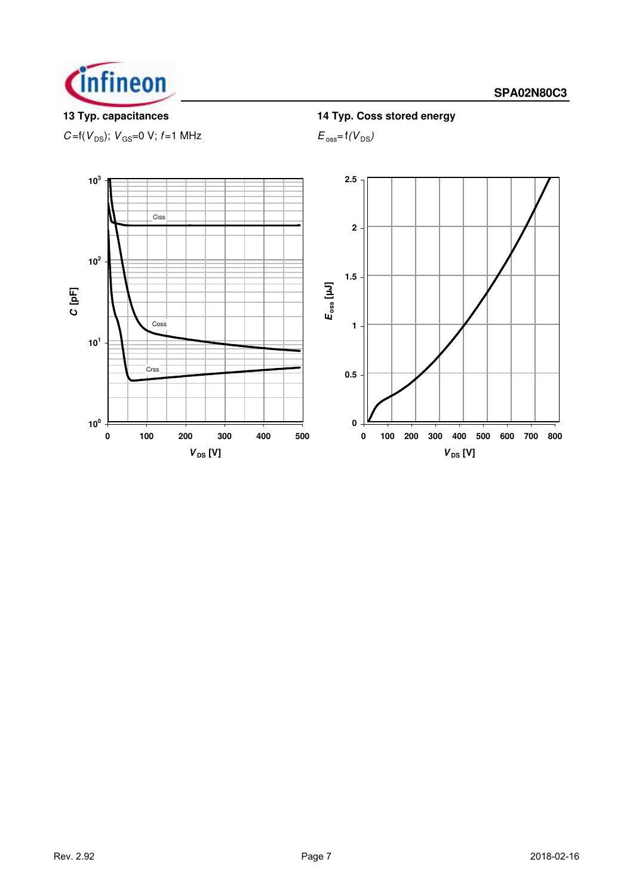**13 Typ. capacitances**

$C$=f($V_{DS}$); $V_{GS}$=0 V; $f$=1 MHz

**14 Typ. Coss stored energy**

$E_{oss}$=f($V_{DS}$)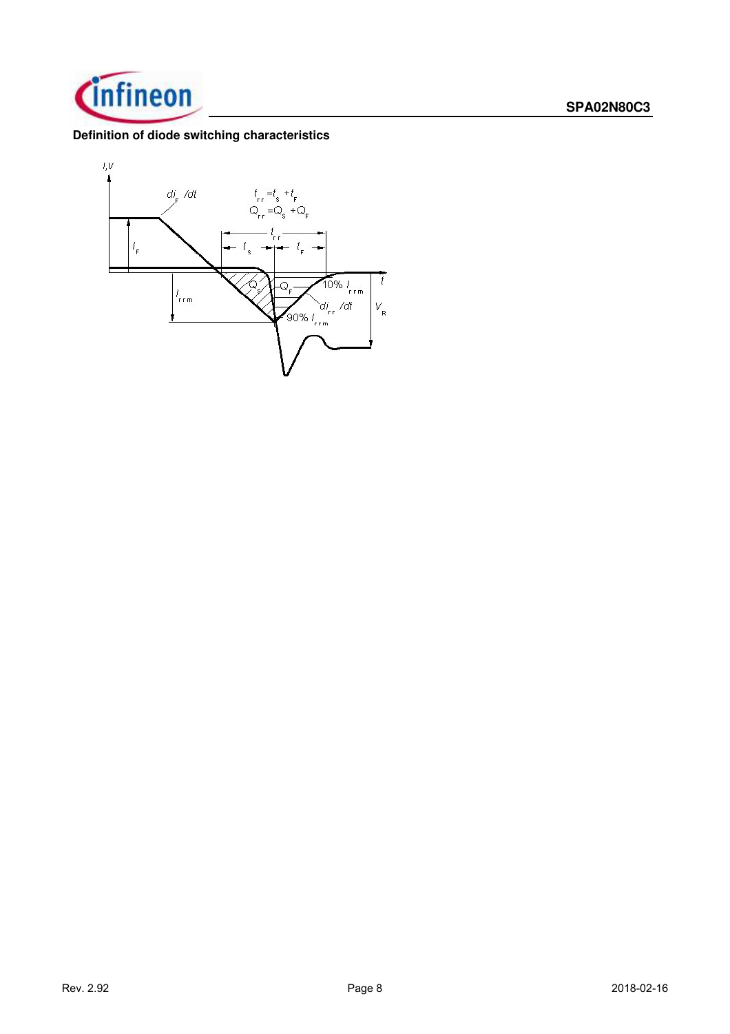**Definition of diode switching characteristics**

$t_{rr} = t_S + t_F$

$Q_{rr} = Q_S + Q_F$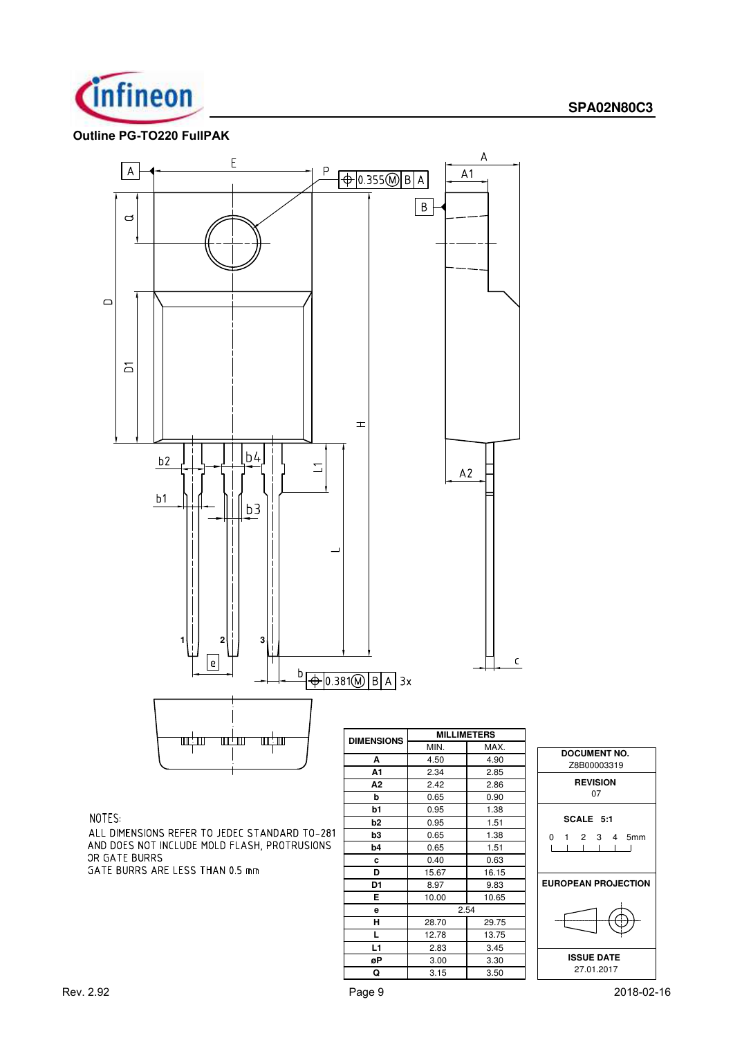**Outline PG-TO220 FullPAK**

| DIMENSIONS | MILLIMETERS | |
|---|---|---|
| | MIN. | MAX. |
| A | 4.50 | 4.90 |
| A1 | 2.34 | 2.85 |
| A2 | 2.42 | 2.86 |
| b | 0.65 | 0.90 |
| b1 | 0.95 | 1.38 |
| b2 | 0.95 | 1.51 |
| b3 | 0.65 | 1.38 |
| b4 | 0.65 | 1.51 |
| c | 0.40 | 0.63 |
| D | 15.67 | 16.15 |
| D1 | 8.97 | 9.83 |
| E | 10.00 | 10.65 |
| e | 2.54 | |
| H | 28.70 | 29.75 |
| L | 12.78 | 13.75 |
| L1 | 2.83 | 3.45 |
| øP | 3.00 | 3.30 |
| Q | 3.15 | 3.50 |

NOTES:
ALL DIMENSIONS REFER TO JEDEC STANDARD TO-281 AND DOES NOT INCLUDE MOLD FLASH, PROTRUSIONS OR GATE BURRS
GATE BURRS ARE LESS THAN 0.5 mm

| DOCUMENT NO. |
|---|
| Z8B00003319 |
| **REVISION** |
| 07 |
| **SCALE 5:1** |
| 0 1 2 3 4 5mm |
| **EUROPEAN PROJECTION** |
| **ISSUE DATE** |
| 27.01.2017 |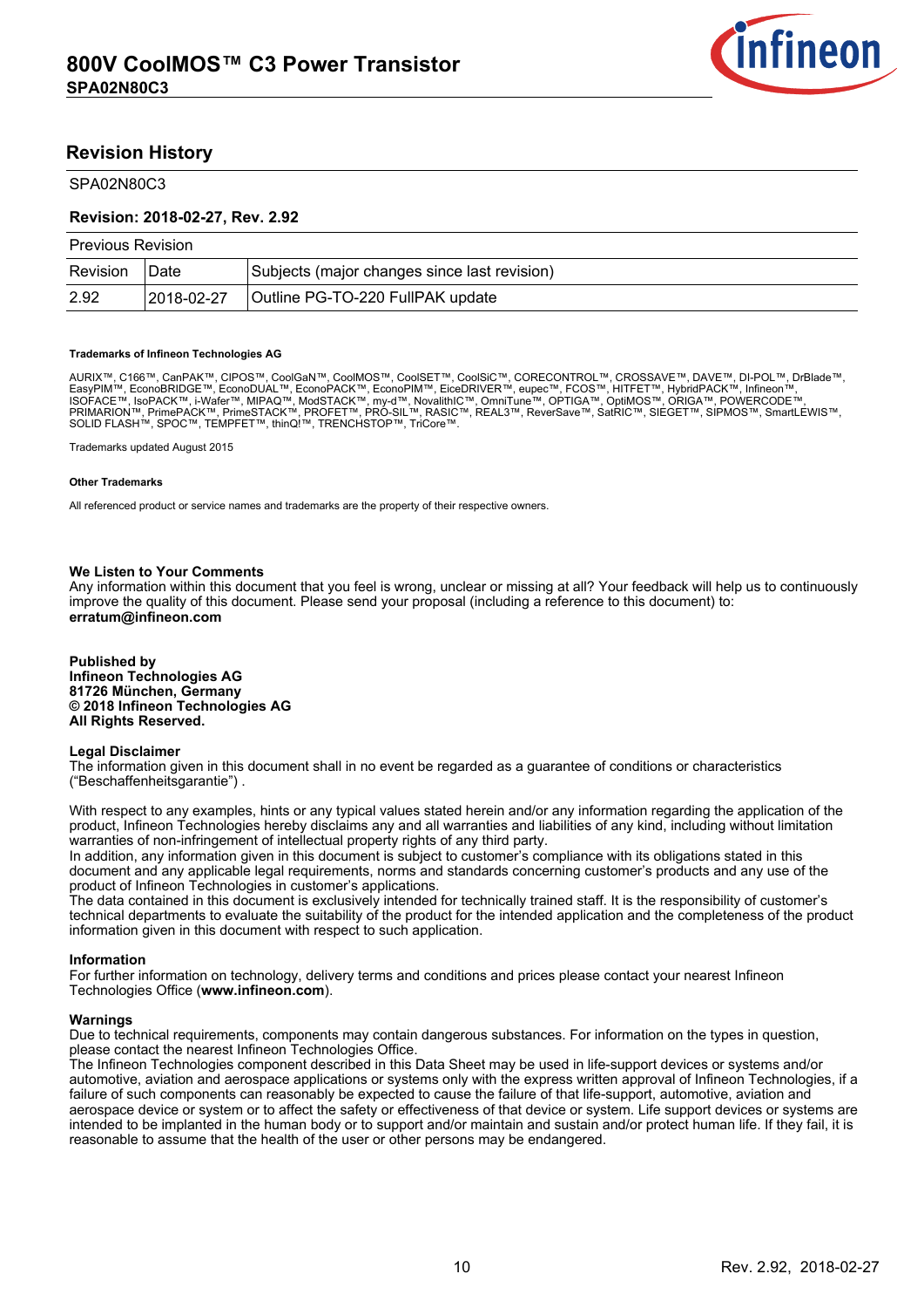## Revision History

SPA02N80C3

**Revision: 2018-02-27, Rev. 2.92**

| Previous Revision | | |
|---|---|---|
| Revision | Date | Subjects (major changes since last revision) |
| 2.92 | 2018-02-27 | Outline PG-TO-220 FullPAK update |

**Trademarks of Infineon Technologies AG**

AURIX™, C166™, CanPAK™, CIPOS™, CoolGaN™, CoolMOS™, CoolSET™, CoolSiC™, CORECONTROL™, CROSSAVE™, DAVE™, DI-POL™, DrBlade™, EasyPIM™, EconoBRIDGE™, EconoDUAL™, EconoPACK™, EconoPIM™, EiceDRIVER™, eupec™, FCOS™, HITFET™, HybridPACK™, Infineon™, ISOFACE™, IsoPACK™, i-Wafer™, MIPAQ™, ModSTACK™, my-d™, NovalithIC™, OmniTune™, OPTIGA™, OptiMOS™, ORIGA™, POWERCODE™, PRIMARION™, PrimePACK™, PrimeSTACK™, PROFET™, PRO-SIL™, RASIC™, REAL3™, ReverSave™, SatRIC™, SIEGET™, SIPMOS™, SmartLEWIS™, SOLID FLASH™, SPOC™, TEMPFET™, thinQ!™, TRENCHSTOP™, TriCore™.

Trademarks updated August 2015

**Other Trademarks**

All referenced product or service names and trademarks are the property of their respective owners.

**We Listen to Your Comments**
Any information within this document that you feel is wrong, unclear or missing at all? Your feedback will help us to continuously improve the quality of this document. Please send your proposal (including a reference to this document) to:
**erratum@infineon.com**

**Published by**
**Infineon Technologies AG**
**81726 München, Germany**
**© 2018 Infineon Technologies AG**
**All Rights Reserved.**

**Legal Disclaimer**
The information given in this document shall in no event be regarded as a guarantee of conditions or characteristics ("Beschaffenheitsgarantie") .

With respect to any examples, hints or any typical values stated herein and/or any information regarding the application of the product, Infineon Technologies hereby disclaims any and all warranties and liabilities of any kind, including without limitation warranties of non-infringement of intellectual property rights of any third party.
In addition, any information given in this document is subject to customer's compliance with its obligations stated in this document and any applicable legal requirements, norms and standards concerning customer's products and any use of the product of Infineon Technologies in customer's applications.
The data contained in this document is exclusively intended for technically trained staff. It is the responsibility of customer's technical departments to evaluate the suitability of the product for the intended application and the completeness of the product information given in this document with respect to such application.

**Information**
For further information on technology, delivery terms and conditions and prices please contact your nearest Infineon Technologies Office (**www.infineon.com**).

**Warnings**
Due to technical requirements, components may contain dangerous substances. For information on the types in question, please contact the nearest Infineon Technologies Office.
The Infineon Technologies component described in this Data Sheet may be used in life-support devices or systems and/or automotive, aviation and aerospace applications or systems only with the express written approval of Infineon Technologies, if a failure of such components can reasonably be expected to cause the failure of that life-support, automotive, aviation and aerospace device or system or to affect the safety or effectiveness of that device or system. Life support devices or systems are intended to be implanted in the human body or to support and/or maintain and sustain and/or protect human life. If they fail, it is reasonable to assume that the health of the user or other persons may be endangered.